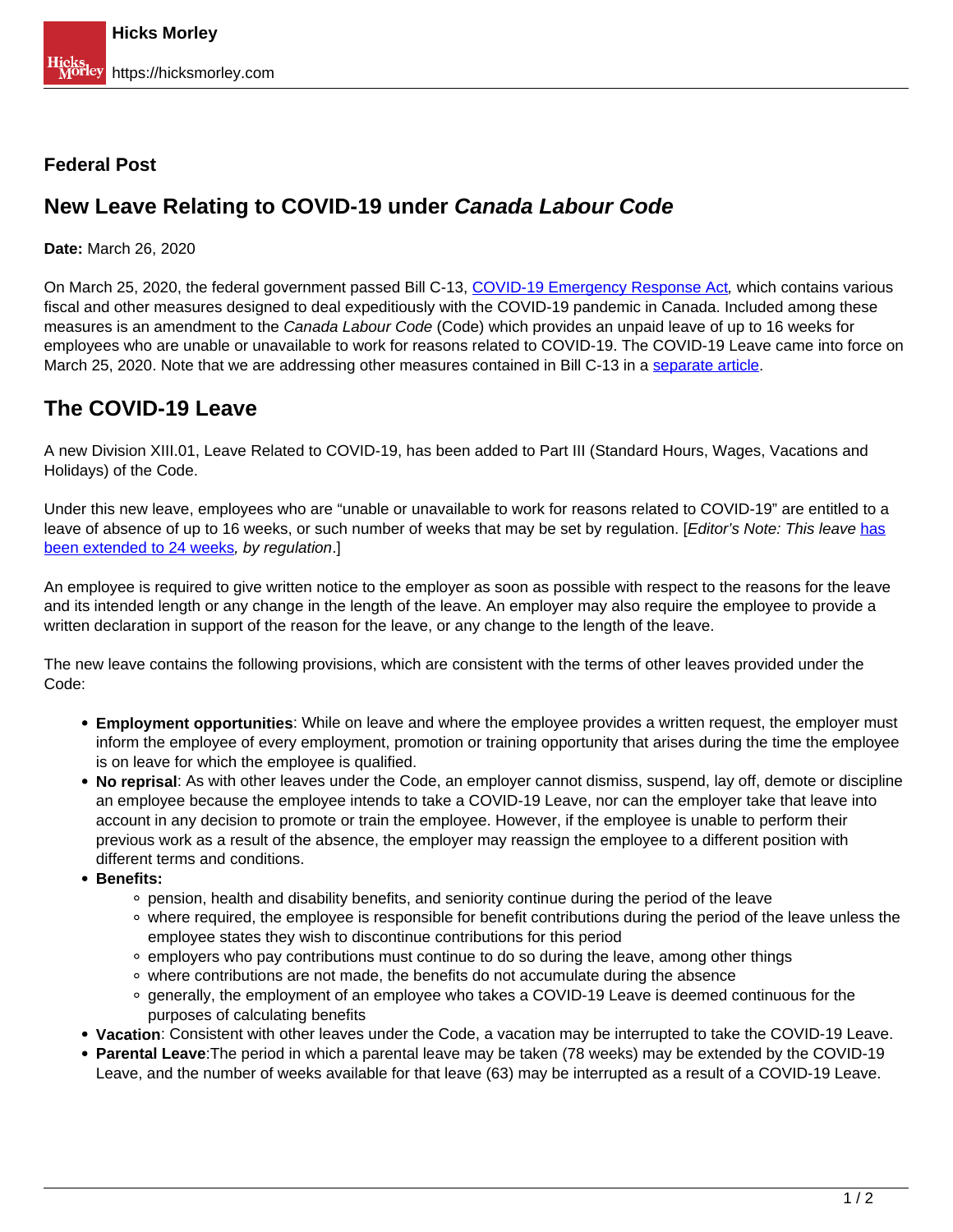**Federal Post**

# New Leave Relating to COVID-19 under *Canada Labour Code*

**Date:** March 26, 2020

On March 25, 2020, the federal government passed Bill C-13, COVID-19 Emergency Response Act*,* which contains various fiscal and other measures designed to deal expeditiously with the COVID-19 pandemic in Canada. Included among these measures is an amendment to the *Canada Labour Code* (Code) which provides an unpaid leave of up to 16 weeks for employees who are unable or unavailable to work for reasons related to COVID-19. The COVID-19 Leave came into force on March 25, 2020. Note that we are addressing other measures contained in Bill C-13 in a separate article.

## The COVID-19 Leave

A new Division XIII.01, Leave Related to COVID-19, has been added to Part III (Standard Hours, Wages, Vacations and Holidays) of the Code.

Under this new leave, employees who are "unable or unavailable to work for reasons related to COVID-19" are entitled to a leave of absence of up to 16 weeks, or such number of weeks that may be set by regulation. [*Editor's Note: This leave* has been extended to 24 weeks*, by regulation*.]

An employee is required to give written notice to the employer as soon as possible with respect to the reasons for the leave and its intended length or any change in the length of the leave. An employer may also require the employee to provide a written declaration in support of the reason for the leave, or any change to the length of the leave.

The new leave contains the following provisions, which are consistent with the terms of other leaves provided under the Code:

- **Employment opportunities**: While on leave and where the employee provides a written request, the employer must inform the employee of every employment, promotion or training opportunity that arises during the time the employee is on leave for which the employee is qualified.
- **No reprisal**: As with other leaves under the Code, an employer cannot dismiss, suspend, lay off, demote or discipline an employee because the employee intends to take a COVID-19 Leave, nor can the employer take that leave into account in any decision to promote or train the employee. However, if the employee is unable to perform their previous work as a result of the absence, the employer may reassign the employee to a different position with different terms and conditions.
- **Benefits:**
  - pension, health and disability benefits, and seniority continue during the period of the leave
  - where required, the employee is responsible for benefit contributions during the period of the leave unless the employee states they wish to discontinue contributions for this period
  - employers who pay contributions must continue to do so during the leave, among other things
  - where contributions are not made, the benefits do not accumulate during the absence
  - generally, the employment of an employee who takes a COVID-19 Leave is deemed continuous for the purposes of calculating benefits
- **Vacation**: Consistent with other leaves under the Code, a vacation may be interrupted to take the COVID-19 Leave.
- **Parental Leave**:The period in which a parental leave may be taken (78 weeks) may be extended by the COVID-19 Leave, and the number of weeks available for that leave (63) may be interrupted as a result of a COVID-19 Leave.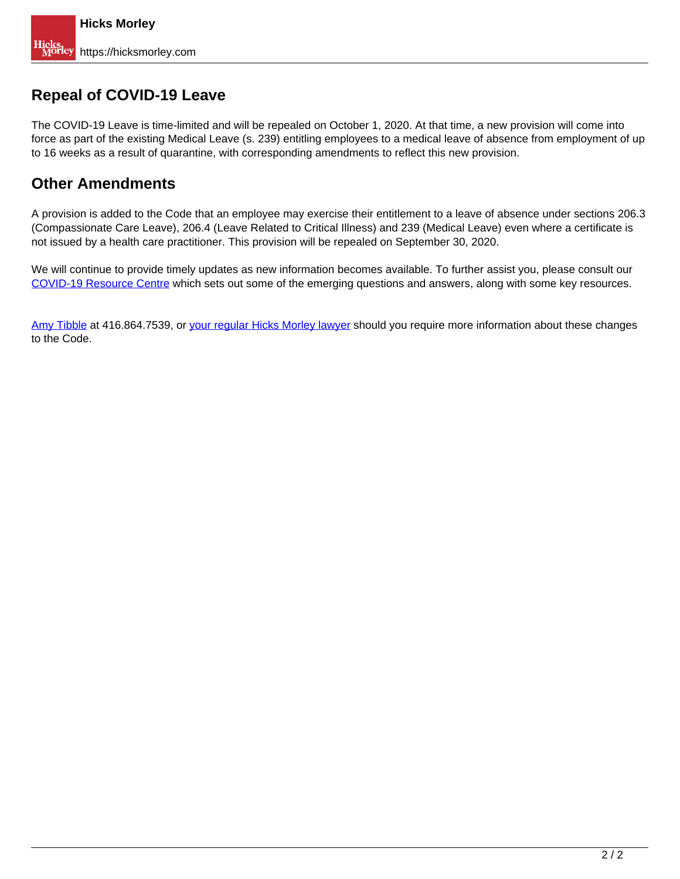## Repeal of COVID-19 Leave

The COVID-19 Leave is time-limited and will be repealed on October 1, 2020. At that time, a new provision will come into force as part of the existing Medical Leave (s. 239) entitling employees to a medical leave of absence from employment of up to 16 weeks as a result of quarantine, with corresponding amendments to reflect this new provision.

## Other Amendments

A provision is added to the Code that an employee may exercise their entitlement to a leave of absence under sections 206.3 (Compassionate Care Leave), 206.4 (Leave Related to Critical Illness) and 239 (Medical Leave) even where a certificate is not issued by a health care practitioner. This provision will be repealed on September 30, 2020.

We will continue to provide timely updates as new information becomes available. To further assist you, please consult our COVID-19 Resource Centre which sets out some of the emerging questions and answers, along with some key resources.

Amy Tibble at 416.864.7539, or your regular Hicks Morley lawyer should you require more information about these changes to the Code.